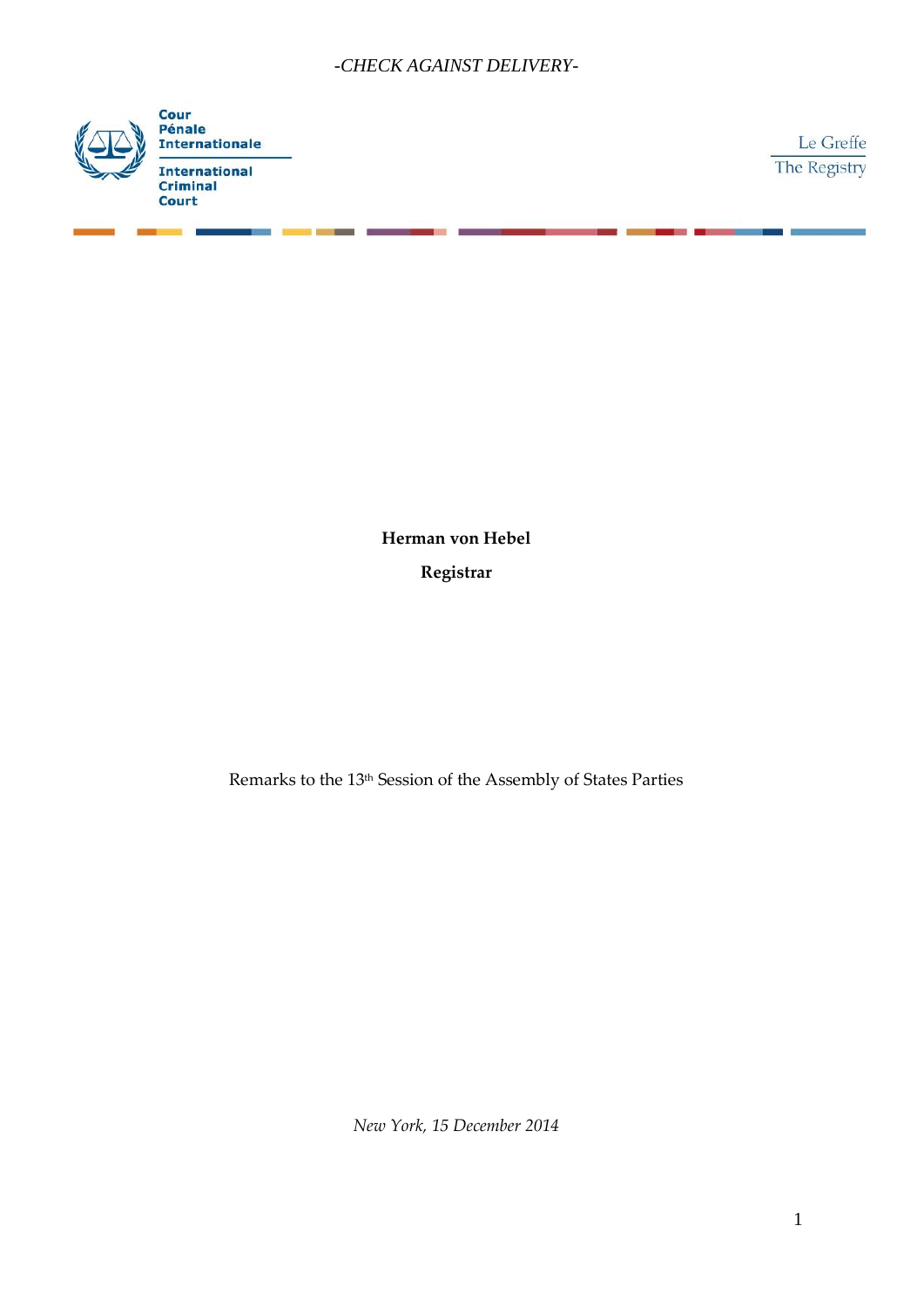*-CHECK AGAINST DELIVERY-*

Cour Pénale Internationale

International Criminal Court

Le Greffe

The Registry

**Herman von Hebel**

**Registrar**

Remarks to the 13th Session of the Assembly of States Parties

*New York, 15 December 2014*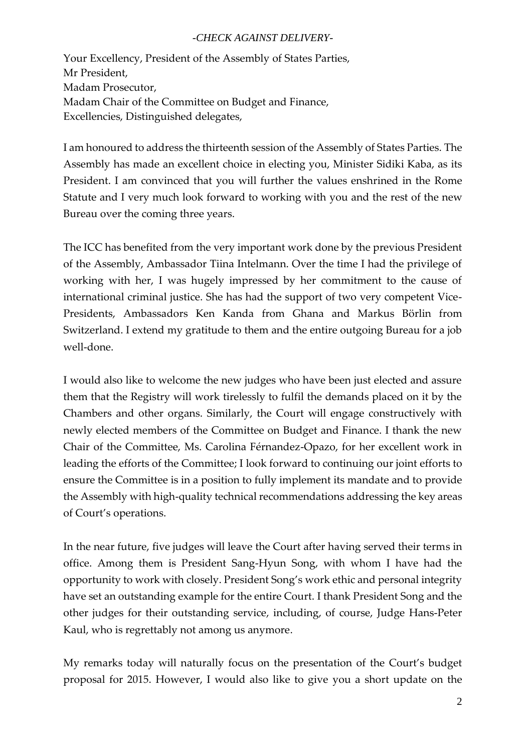*-CHECK AGAINST DELIVERY-*

Your Excellency, President of the Assembly of States Parties,
Mr President,
Madam Prosecutor,
Madam Chair of the Committee on Budget and Finance,
Excellencies, Distinguished delegates,

I am honoured to address the thirteenth session of the Assembly of States Parties. The Assembly has made an excellent choice in electing you, Minister Sidiki Kaba, as its President. I am convinced that you will further the values enshrined in the Rome Statute and I very much look forward to working with you and the rest of the new Bureau over the coming three years.

The ICC has benefited from the very important work done by the previous President of the Assembly, Ambassador Tiina Intelmann. Over the time I had the privilege of working with her, I was hugely impressed by her commitment to the cause of international criminal justice. She has had the support of two very competent Vice-Presidents, Ambassadors Ken Kanda from Ghana and Markus Börlin from Switzerland. I extend my gratitude to them and the entire outgoing Bureau for a job well-done.

I would also like to welcome the new judges who have been just elected and assure them that the Registry will work tirelessly to fulfil the demands placed on it by the Chambers and other organs. Similarly, the Court will engage constructively with newly elected members of the Committee on Budget and Finance. I thank the new Chair of the Committee, Ms. Carolina Férnandez-Opazo, for her excellent work in leading the efforts of the Committee; I look forward to continuing our joint efforts to ensure the Committee is in a position to fully implement its mandate and to provide the Assembly with high-quality technical recommendations addressing the key areas of Court's operations.

In the near future, five judges will leave the Court after having served their terms in office. Among them is President Sang-Hyun Song, with whom I have had the opportunity to work with closely. President Song's work ethic and personal integrity have set an outstanding example for the entire Court. I thank President Song and the other judges for their outstanding service, including, of course, Judge Hans-Peter Kaul, who is regrettably not among us anymore.

My remarks today will naturally focus on the presentation of the Court's budget proposal for 2015. However, I would also like to give you a short update on the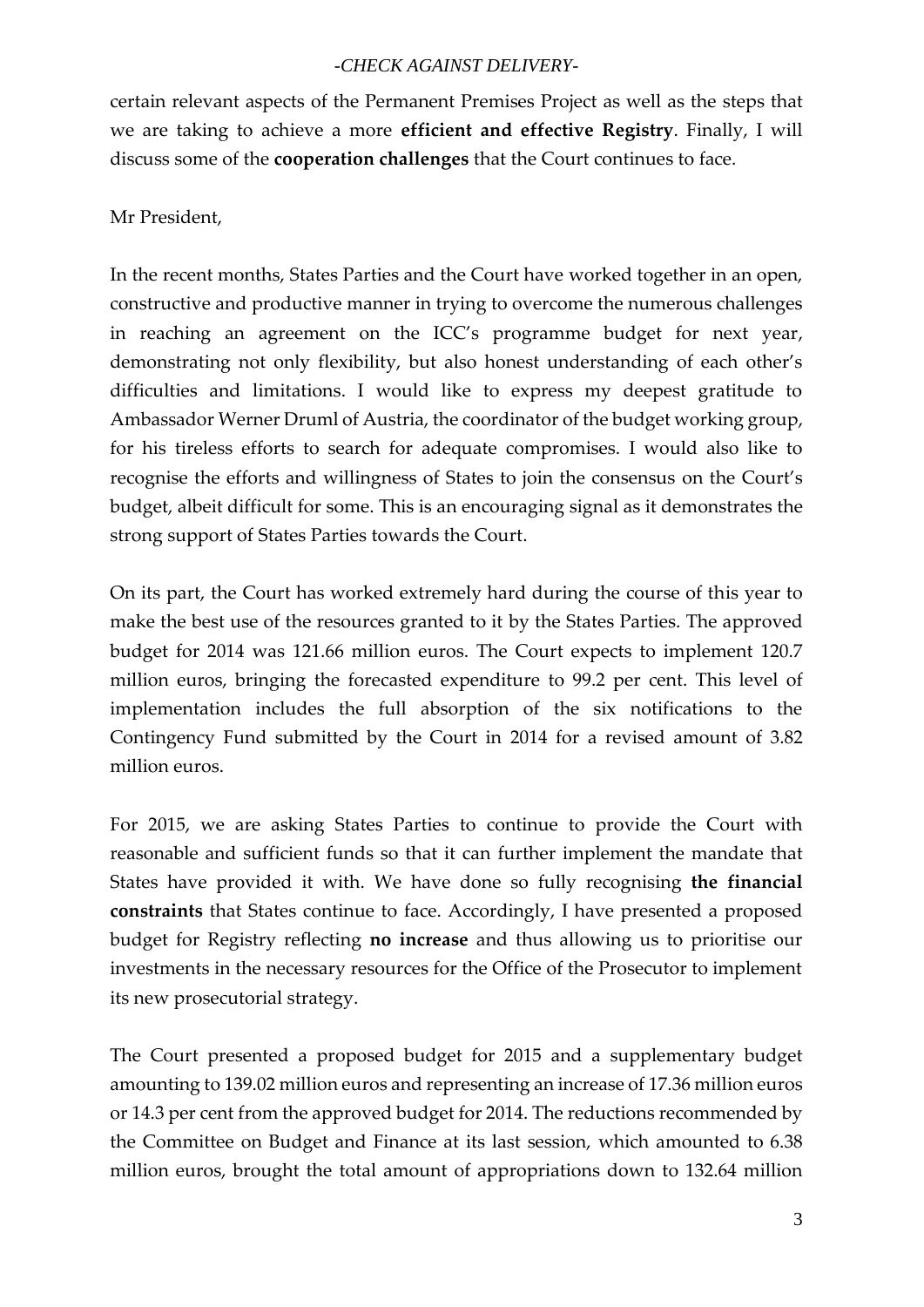certain relevant aspects of the Permanent Premises Project as well as the steps that we are taking to achieve a more **efficient and effective Registry**. Finally, I will discuss some of the **cooperation challenges** that the Court continues to face.

Mr President,

In the recent months, States Parties and the Court have worked together in an open, constructive and productive manner in trying to overcome the numerous challenges in reaching an agreement on the ICC's programme budget for next year, demonstrating not only flexibility, but also honest understanding of each other's difficulties and limitations. I would like to express my deepest gratitude to Ambassador Werner Druml of Austria, the coordinator of the budget working group, for his tireless efforts to search for adequate compromises. I would also like to recognise the efforts and willingness of States to join the consensus on the Court's budget, albeit difficult for some. This is an encouraging signal as it demonstrates the strong support of States Parties towards the Court.

On its part, the Court has worked extremely hard during the course of this year to make the best use of the resources granted to it by the States Parties. The approved budget for 2014 was 121.66 million euros. The Court expects to implement 120.7 million euros, bringing the forecasted expenditure to 99.2 per cent. This level of implementation includes the full absorption of the six notifications to the Contingency Fund submitted by the Court in 2014 for a revised amount of 3.82 million euros.

For 2015, we are asking States Parties to continue to provide the Court with reasonable and sufficient funds so that it can further implement the mandate that States have provided it with. We have done so fully recognising **the financial constraints** that States continue to face. Accordingly, I have presented a proposed budget for Registry reflecting **no increase** and thus allowing us to prioritise our investments in the necessary resources for the Office of the Prosecutor to implement its new prosecutorial strategy.

The Court presented a proposed budget for 2015 and a supplementary budget amounting to 139.02 million euros and representing an increase of 17.36 million euros or 14.3 per cent from the approved budget for 2014. The reductions recommended by the Committee on Budget and Finance at its last session, which amounted to 6.38 million euros, brought the total amount of appropriations down to 132.64 million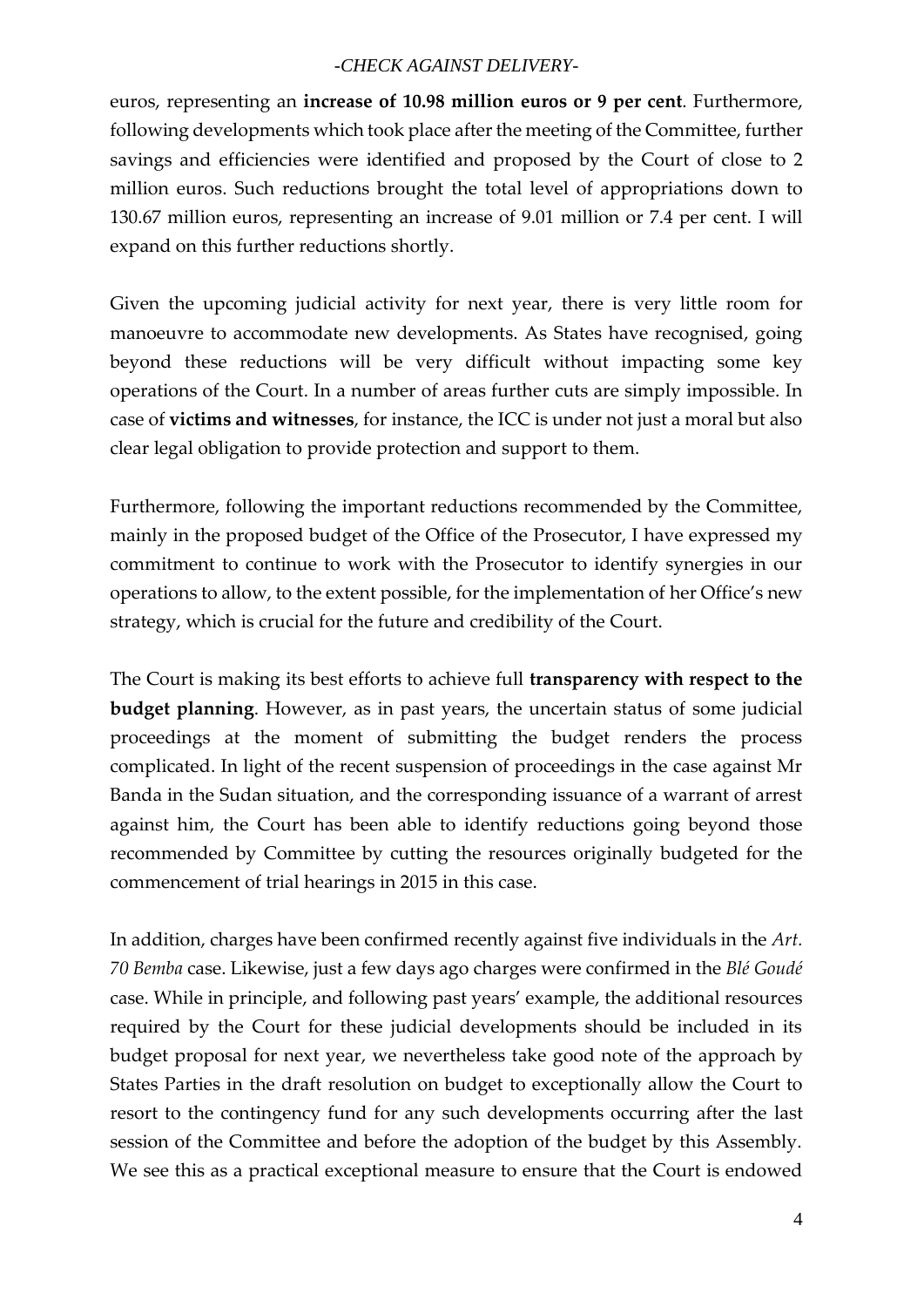euros, representing an **increase of 10.98 million euros or 9 per cent**. Furthermore, following developments which took place after the meeting of the Committee, further savings and efficiencies were identified and proposed by the Court of close to 2 million euros. Such reductions brought the total level of appropriations down to 130.67 million euros, representing an increase of 9.01 million or 7.4 per cent. I will expand on this further reductions shortly.

Given the upcoming judicial activity for next year, there is very little room for manoeuvre to accommodate new developments. As States have recognised, going beyond these reductions will be very difficult without impacting some key operations of the Court. In a number of areas further cuts are simply impossible. In case of **victims and witnesses**, for instance, the ICC is under not just a moral but also clear legal obligation to provide protection and support to them.

Furthermore, following the important reductions recommended by the Committee, mainly in the proposed budget of the Office of the Prosecutor, I have expressed my commitment to continue to work with the Prosecutor to identify synergies in our operations to allow, to the extent possible, for the implementation of her Office's new strategy, which is crucial for the future and credibility of the Court.

The Court is making its best efforts to achieve full **transparency with respect to the budget planning**. However, as in past years, the uncertain status of some judicial proceedings at the moment of submitting the budget renders the process complicated. In light of the recent suspension of proceedings in the case against Mr Banda in the Sudan situation, and the corresponding issuance of a warrant of arrest against him, the Court has been able to identify reductions going beyond those recommended by Committee by cutting the resources originally budgeted for the commencement of trial hearings in 2015 in this case.

In addition, charges have been confirmed recently against five individuals in the *Art. 70 Bemba* case. Likewise, just a few days ago charges were confirmed in the *Blé Goudé* case. While in principle, and following past years' example, the additional resources required by the Court for these judicial developments should be included in its budget proposal for next year, we nevertheless take good note of the approach by States Parties in the draft resolution on budget to exceptionally allow the Court to resort to the contingency fund for any such developments occurring after the last session of the Committee and before the adoption of the budget by this Assembly. We see this as a practical exceptional measure to ensure that the Court is endowed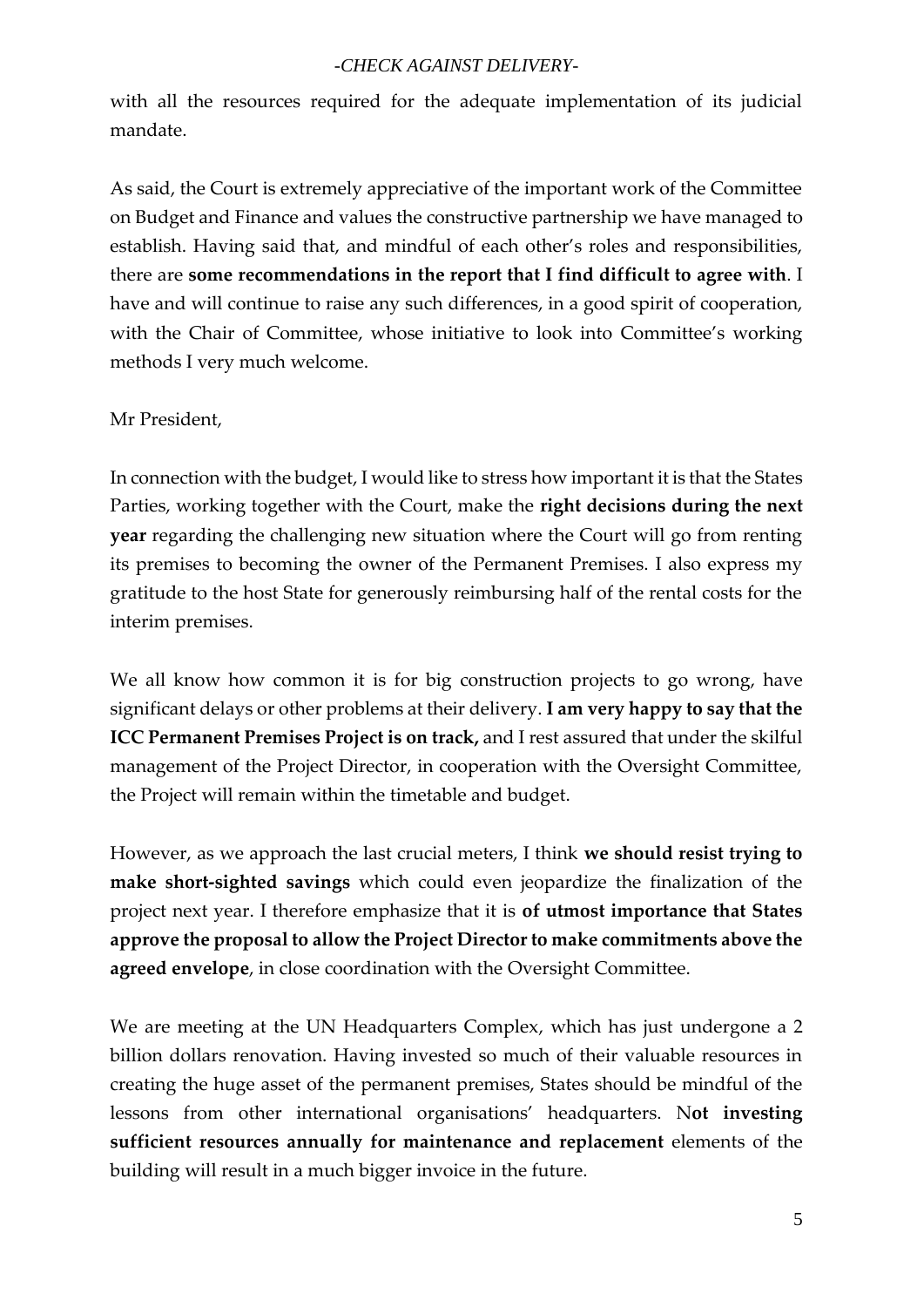with all the resources required for the adequate implementation of its judicial mandate.

As said, the Court is extremely appreciative of the important work of the Committee on Budget and Finance and values the constructive partnership we have managed to establish. Having said that, and mindful of each other's roles and responsibilities, there are **some recommendations in the report that I find difficult to agree with**. I have and will continue to raise any such differences, in a good spirit of cooperation, with the Chair of Committee, whose initiative to look into Committee's working methods I very much welcome.

Mr President,

In connection with the budget, I would like to stress how important it is that the States Parties, working together with the Court, make the **right decisions during the next year** regarding the challenging new situation where the Court will go from renting its premises to becoming the owner of the Permanent Premises. I also express my gratitude to the host State for generously reimbursing half of the rental costs for the interim premises.

We all know how common it is for big construction projects to go wrong, have significant delays or other problems at their delivery. **I am very happy to say that the ICC Permanent Premises Project is on track,** and I rest assured that under the skilful management of the Project Director, in cooperation with the Oversight Committee, the Project will remain within the timetable and budget.

However, as we approach the last crucial meters, I think **we should resist trying to make short-sighted savings** which could even jeopardize the finalization of the project next year. I therefore emphasize that it is **of utmost importance that States approve the proposal to allow the Project Director to make commitments above the agreed envelope**, in close coordination with the Oversight Committee.

We are meeting at the UN Headquarters Complex, which has just undergone a 2 billion dollars renovation. Having invested so much of their valuable resources in creating the huge asset of the permanent premises, States should be mindful of the lessons from other international organisations' headquarters. N**ot investing sufficient resources annually for maintenance and replacement** elements of the building will result in a much bigger invoice in the future.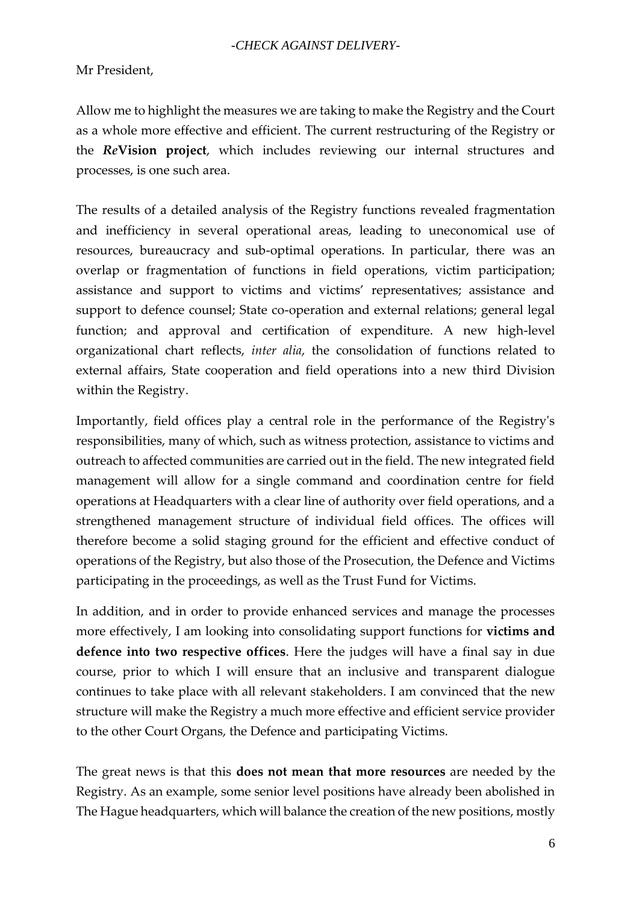-*CHECK AGAINST DELIVERY*-

Mr President,

Allow me to highlight the measures we are taking to make the Registry and the Court as a whole more effective and efficient. The current restructuring of the Registry or the ***Re*****Vision project**, which includes reviewing our internal structures and processes, is one such area.

The results of a detailed analysis of the Registry functions revealed fragmentation and inefficiency in several operational areas, leading to uneconomical use of resources, bureaucracy and sub-optimal operations. In particular, there was an overlap or fragmentation of functions in field operations, victim participation; assistance and support to victims and victims' representatives; assistance and support to defence counsel; State co-operation and external relations; general legal function; and approval and certification of expenditure. A new high-level organizational chart reflects, *inter alia*, the consolidation of functions related to external affairs, State cooperation and field operations into a new third Division within the Registry.

Importantly, field offices play a central role in the performance of the Registry's responsibilities, many of which, such as witness protection, assistance to victims and outreach to affected communities are carried out in the field. The new integrated field management will allow for a single command and coordination centre for field operations at Headquarters with a clear line of authority over field operations, and a strengthened management structure of individual field offices. The offices will therefore become a solid staging ground for the efficient and effective conduct of operations of the Registry, but also those of the Prosecution, the Defence and Victims participating in the proceedings, as well as the Trust Fund for Victims.

In addition, and in order to provide enhanced services and manage the processes more effectively, I am looking into consolidating support functions for **victims and defence into two respective offices**. Here the judges will have a final say in due course, prior to which I will ensure that an inclusive and transparent dialogue continues to take place with all relevant stakeholders. I am convinced that the new structure will make the Registry a much more effective and efficient service provider to the other Court Organs, the Defence and participating Victims.

The great news is that this **does not mean that more resources** are needed by the Registry. As an example, some senior level positions have already been abolished in The Hague headquarters, which will balance the creation of the new positions, mostly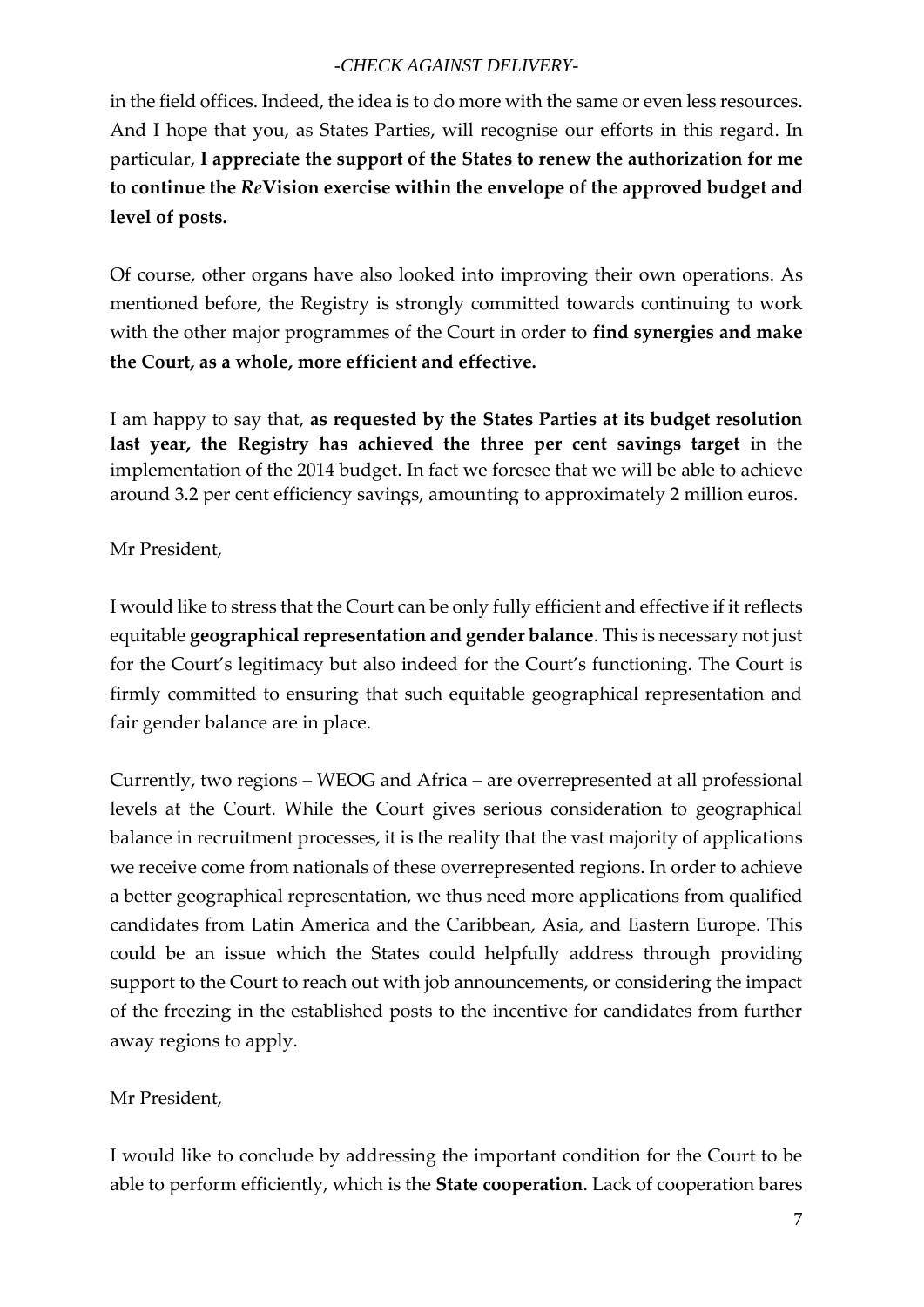in the field offices. Indeed, the idea is to do more with the same or even less resources. And I hope that you, as States Parties, will recognise our efforts in this regard. In particular, **I appreciate the support of the States to renew the authorization for me to continue the *Re*Vision exercise within the envelope of the approved budget and level of posts.**

Of course, other organs have also looked into improving their own operations. As mentioned before, the Registry is strongly committed towards continuing to work with the other major programmes of the Court in order to **find synergies and make the Court, as a whole, more efficient and effective.**

I am happy to say that, **as requested by the States Parties at its budget resolution last year, the Registry has achieved the three per cent savings target** in the implementation of the 2014 budget. In fact we foresee that we will be able to achieve around 3.2 per cent efficiency savings, amounting to approximately 2 million euros.

Mr President,

I would like to stress that the Court can be only fully efficient and effective if it reflects equitable **geographical representation and gender balance**. This is necessary not just for the Court's legitimacy but also indeed for the Court's functioning. The Court is firmly committed to ensuring that such equitable geographical representation and fair gender balance are in place.

Currently, two regions – WEOG and Africa – are overrepresented at all professional levels at the Court. While the Court gives serious consideration to geographical balance in recruitment processes, it is the reality that the vast majority of applications we receive come from nationals of these overrepresented regions. In order to achieve a better geographical representation, we thus need more applications from qualified candidates from Latin America and the Caribbean, Asia, and Eastern Europe. This could be an issue which the States could helpfully address through providing support to the Court to reach out with job announcements, or considering the impact of the freezing in the established posts to the incentive for candidates from further away regions to apply.

Mr President,

I would like to conclude by addressing the important condition for the Court to be able to perform efficiently, which is the **State cooperation**. Lack of cooperation bares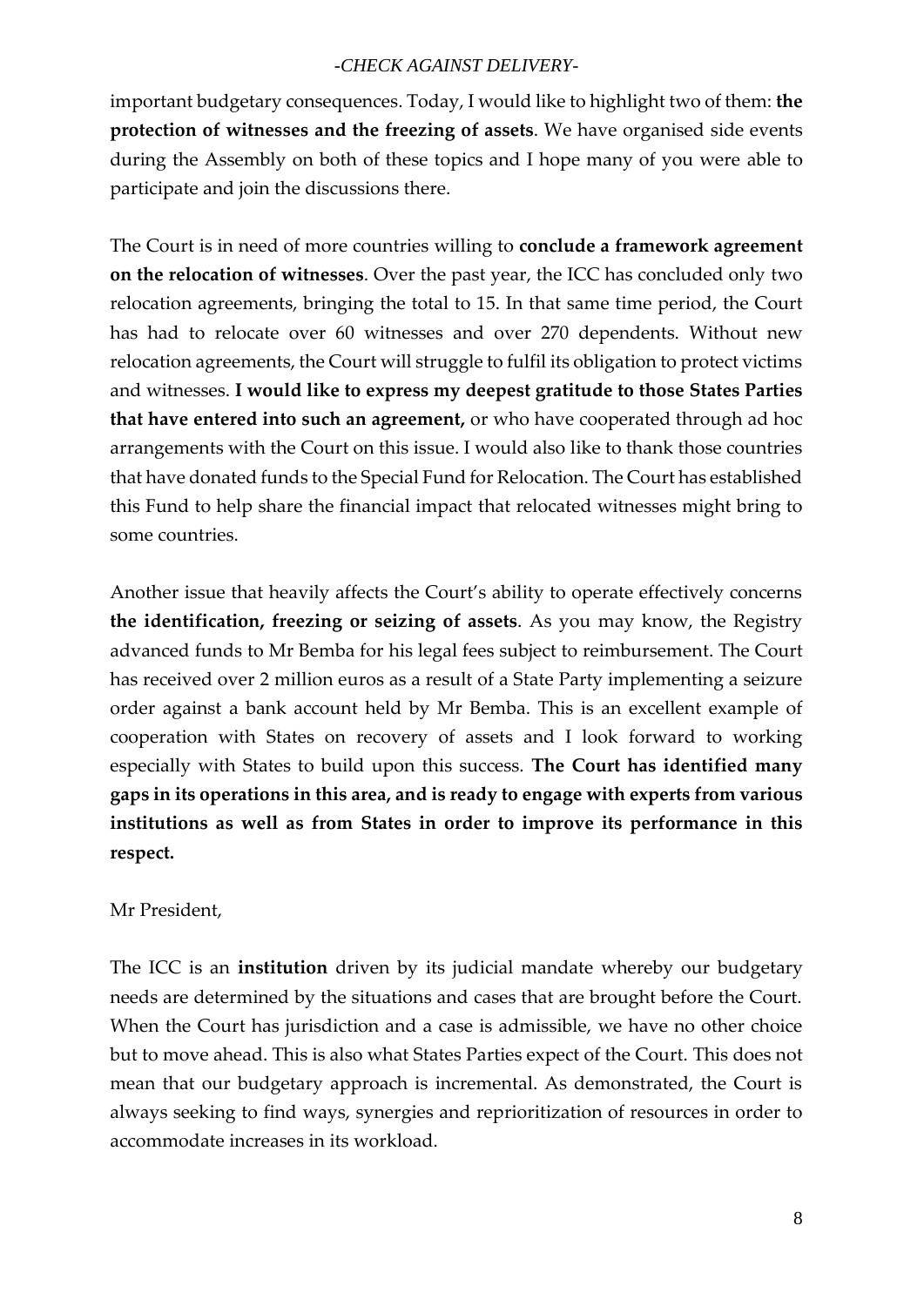important budgetary consequences. Today, I would like to highlight two of them: **the protection of witnesses and the freezing of assets**. We have organised side events during the Assembly on both of these topics and I hope many of you were able to participate and join the discussions there.

The Court is in need of more countries willing to **conclude a framework agreement on the relocation of witnesses**. Over the past year, the ICC has concluded only two relocation agreements, bringing the total to 15. In that same time period, the Court has had to relocate over 60 witnesses and over 270 dependents. Without new relocation agreements, the Court will struggle to fulfil its obligation to protect victims and witnesses. **I would like to express my deepest gratitude to those States Parties that have entered into such an agreement,** or who have cooperated through ad hoc arrangements with the Court on this issue. I would also like to thank those countries that have donated funds to the Special Fund for Relocation. The Court has established this Fund to help share the financial impact that relocated witnesses might bring to some countries.

Another issue that heavily affects the Court's ability to operate effectively concerns **the identification, freezing or seizing of assets**. As you may know, the Registry advanced funds to Mr Bemba for his legal fees subject to reimbursement. The Court has received over 2 million euros as a result of a State Party implementing a seizure order against a bank account held by Mr Bemba. This is an excellent example of cooperation with States on recovery of assets and I look forward to working especially with States to build upon this success. **The Court has identified many gaps in its operations in this area, and is ready to engage with experts from various institutions as well as from States in order to improve its performance in this respect.**

Mr President,

The ICC is an **institution** driven by its judicial mandate whereby our budgetary needs are determined by the situations and cases that are brought before the Court. When the Court has jurisdiction and a case is admissible, we have no other choice but to move ahead. This is also what States Parties expect of the Court. This does not mean that our budgetary approach is incremental. As demonstrated, the Court is always seeking to find ways, synergies and reprioritization of resources in order to accommodate increases in its workload.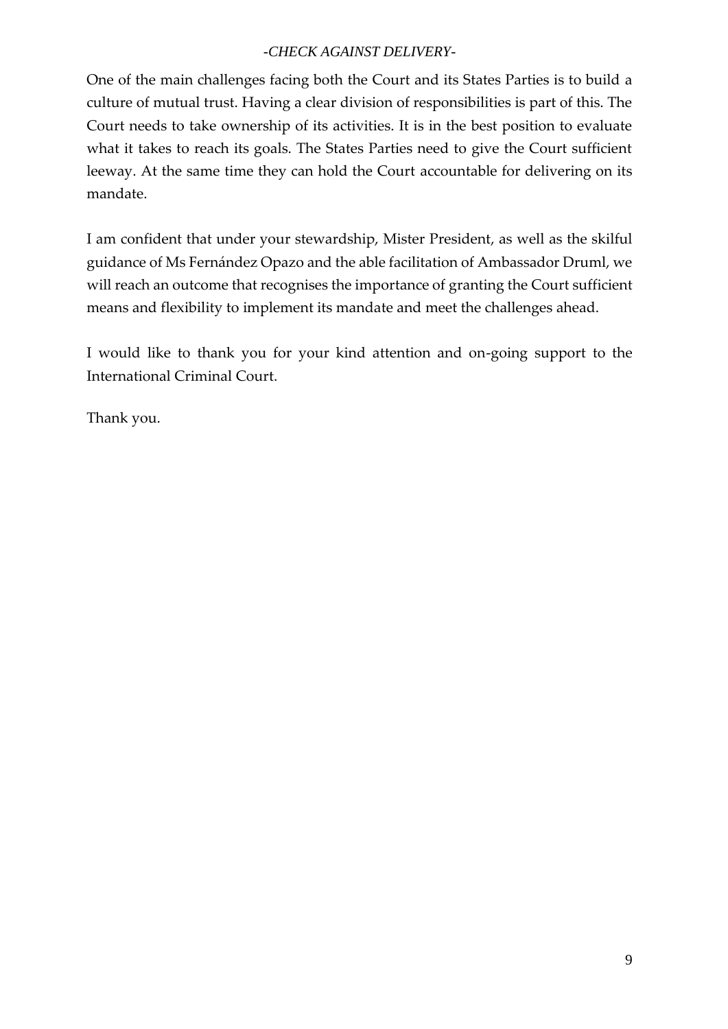One of the main challenges facing both the Court and its States Parties is to build a culture of mutual trust. Having a clear division of responsibilities is part of this. The Court needs to take ownership of its activities. It is in the best position to evaluate what it takes to reach its goals. The States Parties need to give the Court sufficient leeway. At the same time they can hold the Court accountable for delivering on its mandate.

I am confident that under your stewardship, Mister President, as well as the skilful guidance of Ms Fernández Opazo and the able facilitation of Ambassador Druml, we will reach an outcome that recognises the importance of granting the Court sufficient means and flexibility to implement its mandate and meet the challenges ahead.

I would like to thank you for your kind attention and on-going support to the International Criminal Court.

Thank you.